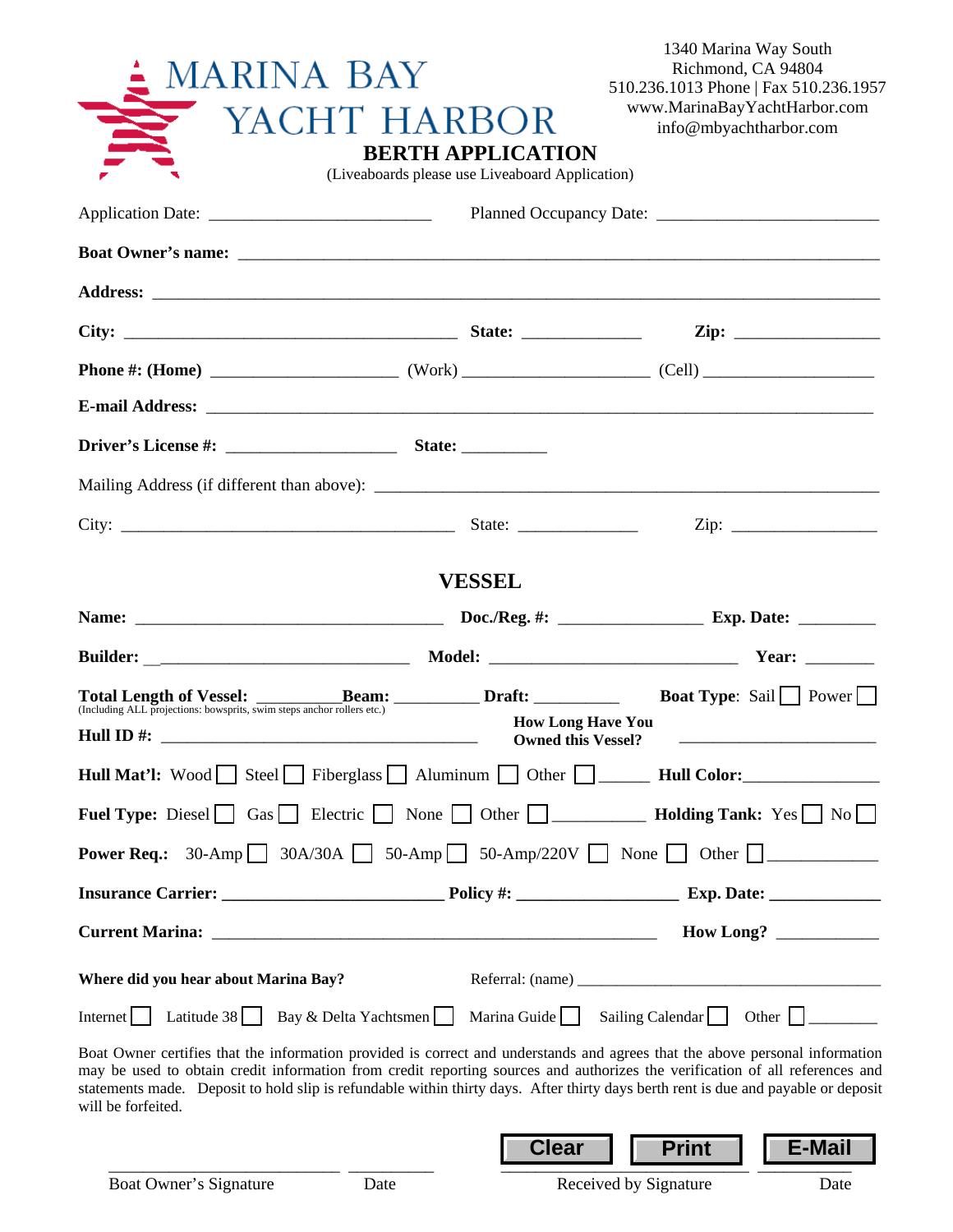# MARINA BAY YACHT HARBOR

1340 Marina Way South
Richmond, CA 94804
510.236.1013 Phone | Fax 510.236.1957
www.MarinaBayYachtHarbor.com
info@mbyachtharbor.com

## BERTH APPLICATION

(Liveaboards please use Liveaboard Application)

Application Date: _________________________ Planned Occupancy Date: _________________________

**Boat Owner's name:** ___________________________________________________________________________

**Address:** ___________________________________________________________________________________

**City:** _______________________________________ **State:** ______________ **Zip:** _________________

**Phone #: (Home)** _____________________ (Work) _____________________ (Cell) ____________________

**E-mail Address:** _____________________________________________________________________________

**Driver's License #:** ____________________ **State:** __________

Mailing Address (if different than above): ____________________________________________________________

City: _______________________________________ State: ______________ Zip: _________________

## VESSEL

**Name:** ___________________________________ **Doc./Reg. #:** ________________ **Exp. Date:** _________

**Builder:** ______________________________ **Model:** ____________________________ **Year:** ________

**Total Length of Vessel:** __________ **Beam:** __________ **Draft:** __________ **Boat Type**: Sail ☐ Power ☐
(Including ALL projections: bowsprits, swim steps anchor rollers etc.)

**Hull ID #:** ______________________________________ **How Long Have You Owned this Vessel?** ________________________

**Hull Mat'l:** Wood ☐ Steel ☐ Fiberglass ☐ Aluminum ☐ Other ☐ ______ **Hull Color:**________________

**Fuel Type:** Diesel ☐ Gas ☐ Electric ☐ None ☐ Other ☐ __________ **Holding Tank:** Yes ☐ No ☐

**Power Req.:** 30-Amp ☐ 30A/30A ☐ 50-Amp ☐ 50-Amp/220V ☐ None ☐ Other ☐ ____________

**Insurance Carrier:** _________________________ **Policy #:** __________________ **Exp. Date:** ____________

**Current Marina:** ___________________________________________________ **How Long?** ___________

**Where did you hear about Marina Bay?** Referral: (name) ______________________________________

Internet ☐ Latitude 38 ☐ Bay & Delta Yachtsmen ☐ Marina Guide ☐ Sailing Calendar ☐ Other ☐ ________

Boat Owner certifies that the information provided is correct and understands and agrees that the above personal information may be used to obtain credit information from credit reporting sources and authorizes the verification of all references and statements made. Deposit to hold slip is refundable within thirty days. After thirty days berth rent is due and payable or deposit will be forfeited.

Clear | Print | E-Mail

____________________________ __________ ____________________________ __________
Boat Owner's Signature Date Received by Signature Date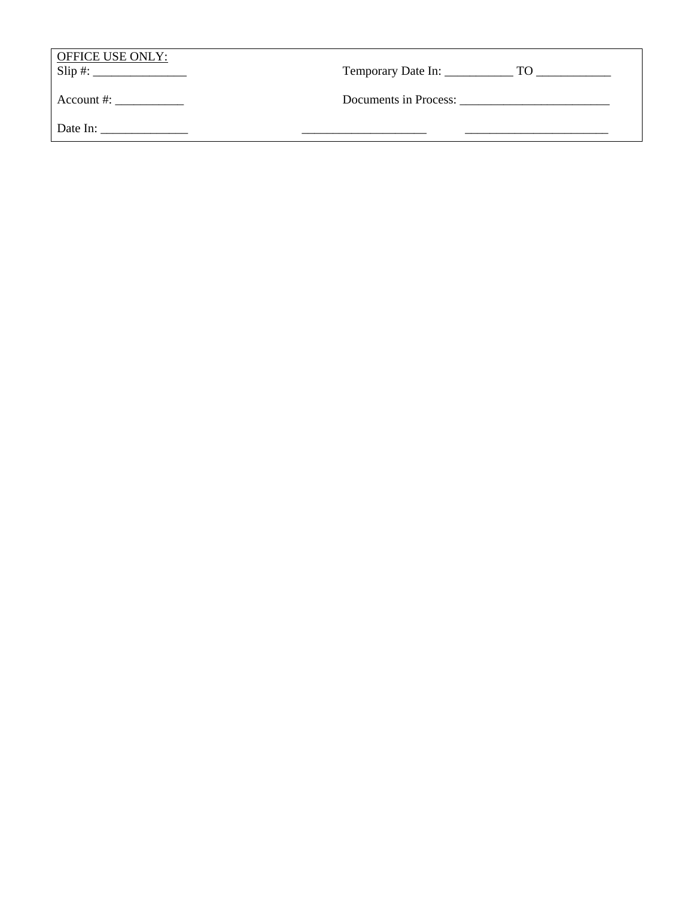OFFICE USE ONLY:

Slip #: _______________

Temporary Date In: ___________ TO ____________

Account #: ___________

Documents in Process: ________________________

Date In: ______________

____________________ _______________________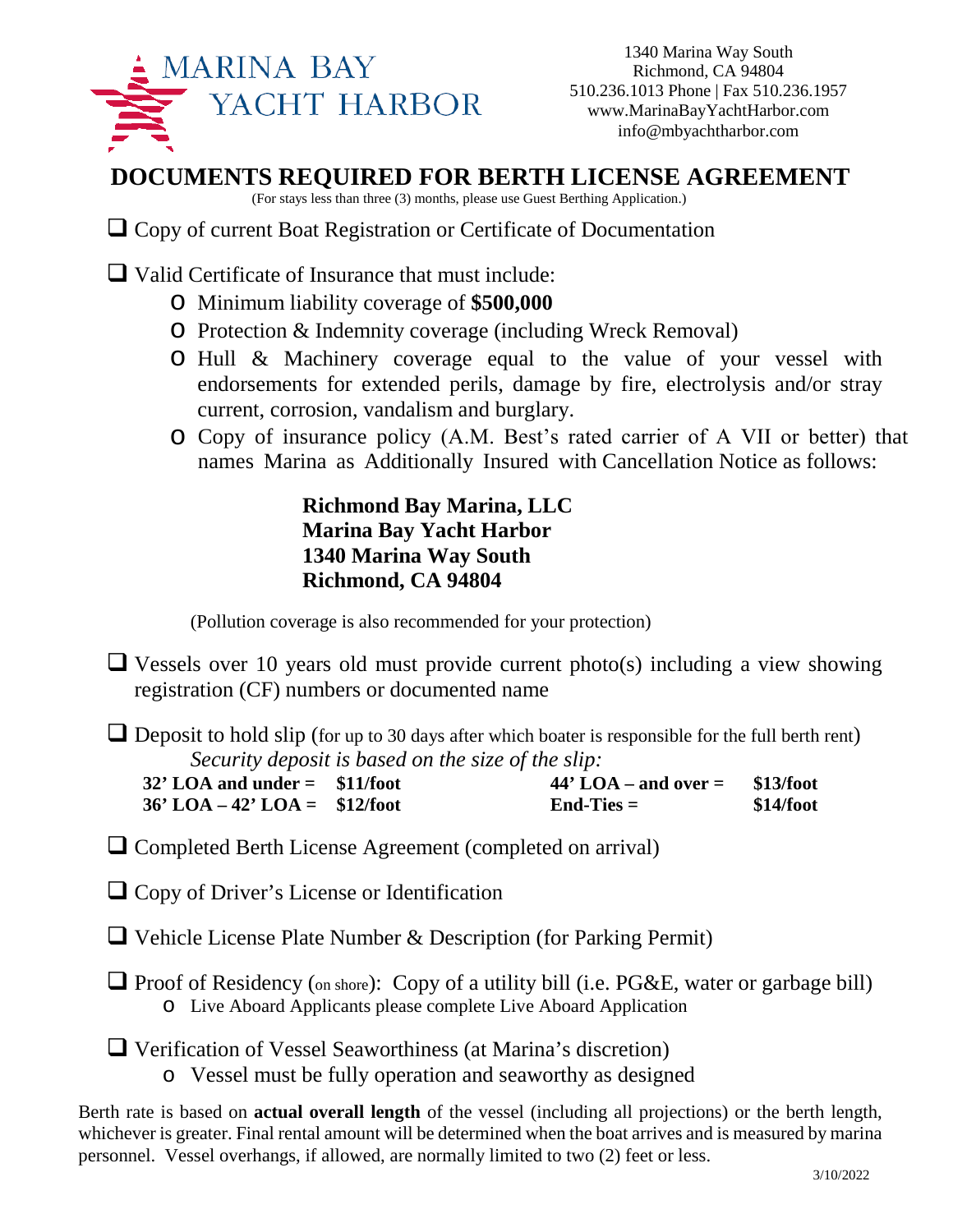MARINA BAY YACHT HARBOR

1340 Marina Way South
Richmond, CA 94804
510.236.1013 Phone | Fax 510.236.1957
www.MarinaBayYachtHarbor.com
info@mbyachtharbor.com

# DOCUMENTS REQUIRED FOR BERTH LICENSE AGREEMENT

(For stays less than three (3) months, please use Guest Berthing Application.)

- ☐ Copy of current Boat Registration or Certificate of Documentation

- ☐ Valid Certificate of Insurance that must include:
  - Minimum liability coverage of **$500,000**
  - Protection & Indemnity coverage (including Wreck Removal)
  - Hull & Machinery coverage equal to the value of your vessel with endorsements for extended perils, damage by fire, electrolysis and/or stray current, corrosion, vandalism and burglary.
  - Copy of insurance policy (A.M. Best's rated carrier of A VII or better) that names Marina as Additionally Insured with Cancellation Notice as follows:

    **Richmond Bay Marina, LLC**
    **Marina Bay Yacht Harbor**
    **1340 Marina Way South**
    **Richmond, CA 94804**

  (Pollution coverage is also recommended for your protection)

- ☐ Vessels over 10 years old must provide current photo(s) including a view showing registration (CF) numbers or documented name

- ☐ Deposit to hold slip (for up to 30 days after which boater is responsible for the full berth rent)
  *Security deposit is based on the size of the slip:*

| | | | |
|---|---|---|---|
| **32' LOA and under =** | **$11/foot** | **44' LOA – and over =** | **$13/foot** |
| **36' LOA – 42' LOA =** | **$12/foot** | **End-Ties =** | **$14/foot** |

- ☐ Completed Berth License Agreement (completed on arrival)

- ☐ Copy of Driver's License or Identification

- ☐ Vehicle License Plate Number & Description (for Parking Permit)

- ☐ Proof of Residency (on shore): Copy of a utility bill (i.e. PG&E, water or garbage bill)
  - Live Aboard Applicants please complete Live Aboard Application

- ☐ Verification of Vessel Seaworthiness (at Marina's discretion)
  - Vessel must be fully operation and seaworthy as designed

Berth rate is based on **actual overall length** of the vessel (including all projections) or the berth length, whichever is greater. Final rental amount will be determined when the boat arrives and is measured by marina personnel. Vessel overhangs, if allowed, are normally limited to two (2) feet or less.

3/10/2022